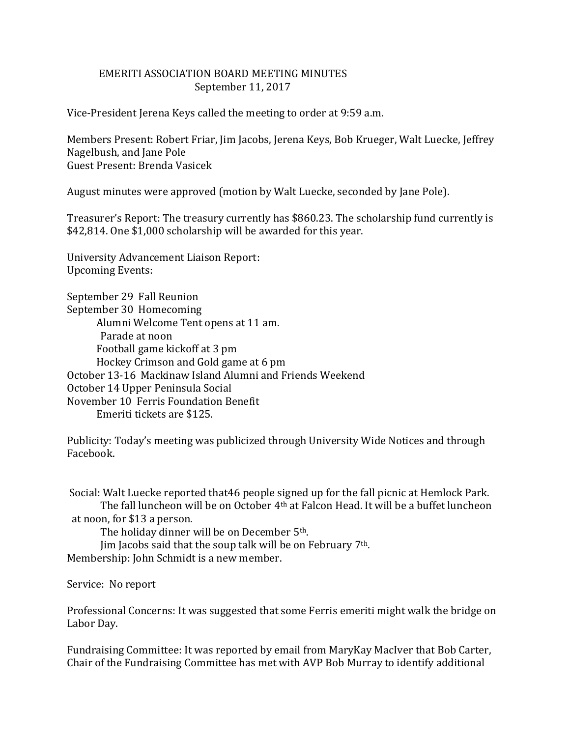# EMERITI ASSOCIATION BOARD MEETING MINUTES
September 11, 2017

Vice-President Jerena Keys called the meeting to order at 9:59 a.m.

Members Present: Robert Friar, Jim Jacobs, Jerena Keys, Bob Krueger, Walt Luecke, Jeffrey Nagelbush, and Jane Pole
Guest Present: Brenda Vasicek

August minutes were approved (motion by Walt Luecke, seconded by Jane Pole).

Treasurer's Report: The treasury currently has $860.23. The scholarship fund currently is $42,814. One $1,000 scholarship will be awarded for this year.

University Advancement Liaison Report:
Upcoming Events:

September 29 Fall Reunion
September 30 Homecoming
- Alumni Welcome Tent opens at 11 am.
- Parade at noon
- Football game kickoff at 3 pm
- Hockey Crimson and Gold game at 6 pm

October 13-16 Mackinaw Island Alumni and Friends Weekend
October 14 Upper Peninsula Social
November 10 Ferris Foundation Benefit
- Emeriti tickets are $125.

Publicity: Today's meeting was publicized through University Wide Notices and through Facebook.

Social: Walt Luecke reported that46 people signed up for the fall picnic at Hemlock Park.
The fall luncheon will be on October 4th at Falcon Head. It will be a buffet luncheon at noon, for $13 a person.
The holiday dinner will be on December 5th.
Jim Jacobs said that the soup talk will be on February 7th.
Membership: John Schmidt is a new member.

Service: No report

Professional Concerns: It was suggested that some Ferris emeriti might walk the bridge on Labor Day.

Fundraising Committee: It was reported by email from MaryKay MacIver that Bob Carter, Chair of the Fundraising Committee has met with AVP Bob Murray to identify additional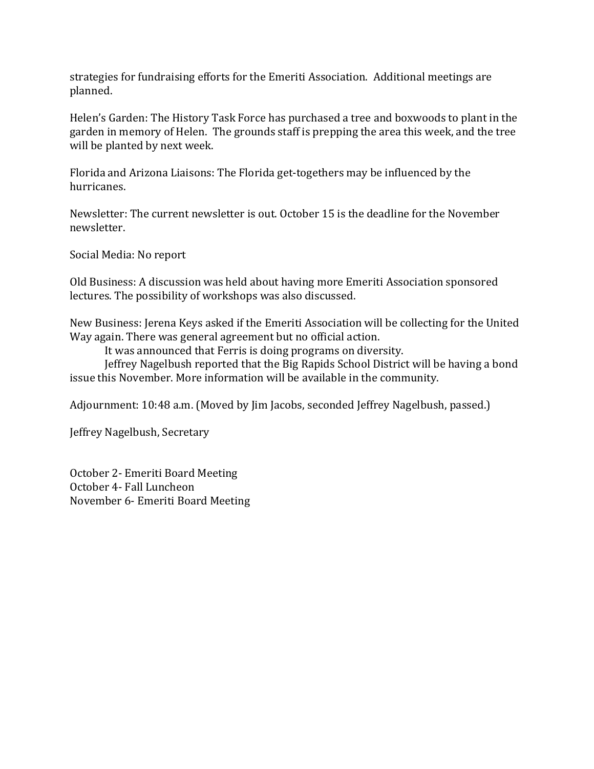strategies for fundraising efforts for the Emeriti Association. Additional meetings are planned.

Helen's Garden: The History Task Force has purchased a tree and boxwoods to plant in the garden in memory of Helen. The grounds staff is prepping the area this week, and the tree will be planted by next week.

Florida and Arizona Liaisons: The Florida get-togethers may be influenced by the hurricanes.

Newsletter: The current newsletter is out. October 15 is the deadline for the November newsletter.

Social Media: No report

Old Business: A discussion was held about having more Emeriti Association sponsored lectures. The possibility of workshops was also discussed.

New Business: Jerena Keys asked if the Emeriti Association will be collecting for the United Way again. There was general agreement but no official action.

It was announced that Ferris is doing programs on diversity.

Jeffrey Nagelbush reported that the Big Rapids School District will be having a bond issue this November. More information will be available in the community.

Adjournment: 10:48 a.m. (Moved by Jim Jacobs, seconded Jeffrey Nagelbush, passed.)

Jeffrey Nagelbush, Secretary

October 2- Emeriti Board Meeting
October 4- Fall Luncheon
November 6- Emeriti Board Meeting